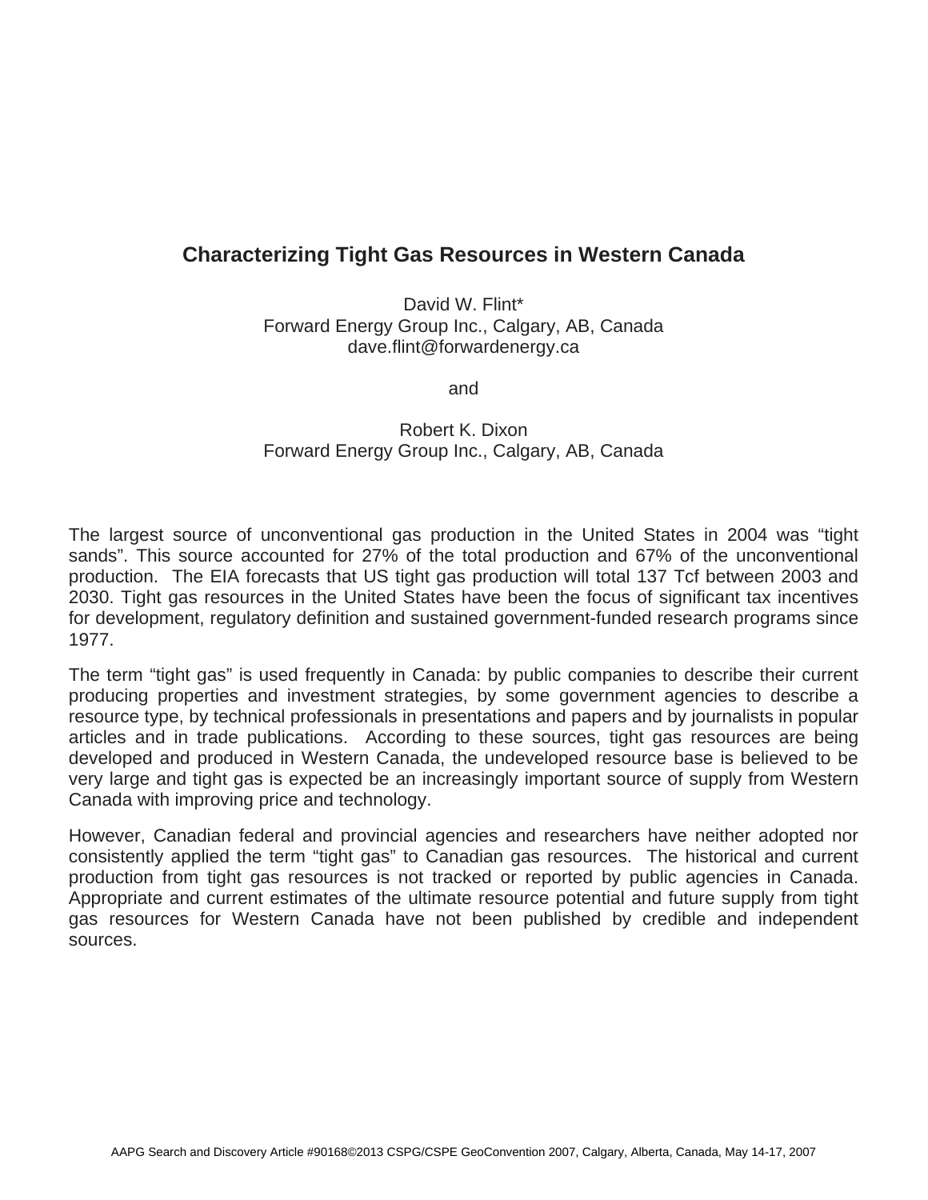# Characterizing Tight Gas Resources in Western Canada

David W. Flint*
Forward Energy Group Inc., Calgary, AB, Canada
dave.flint@forwardenergy.ca

and

Robert K. Dixon
Forward Energy Group Inc., Calgary, AB, Canada

The largest source of unconventional gas production in the United States in 2004 was "tight sands". This source accounted for 27% of the total production and 67% of the unconventional production. The EIA forecasts that US tight gas production will total 137 Tcf between 2003 and 2030. Tight gas resources in the United States have been the focus of significant tax incentives for development, regulatory definition and sustained government-funded research programs since 1977.

The term "tight gas" is used frequently in Canada: by public companies to describe their current producing properties and investment strategies, by some government agencies to describe a resource type, by technical professionals in presentations and papers and by journalists in popular articles and in trade publications. According to these sources, tight gas resources are being developed and produced in Western Canada, the undeveloped resource base is believed to be very large and tight gas is expected be an increasingly important source of supply from Western Canada with improving price and technology.

However, Canadian federal and provincial agencies and researchers have neither adopted nor consistently applied the term "tight gas" to Canadian gas resources. The historical and current production from tight gas resources is not tracked or reported by public agencies in Canada. Appropriate and current estimates of the ultimate resource potential and future supply from tight gas resources for Western Canada have not been published by credible and independent sources.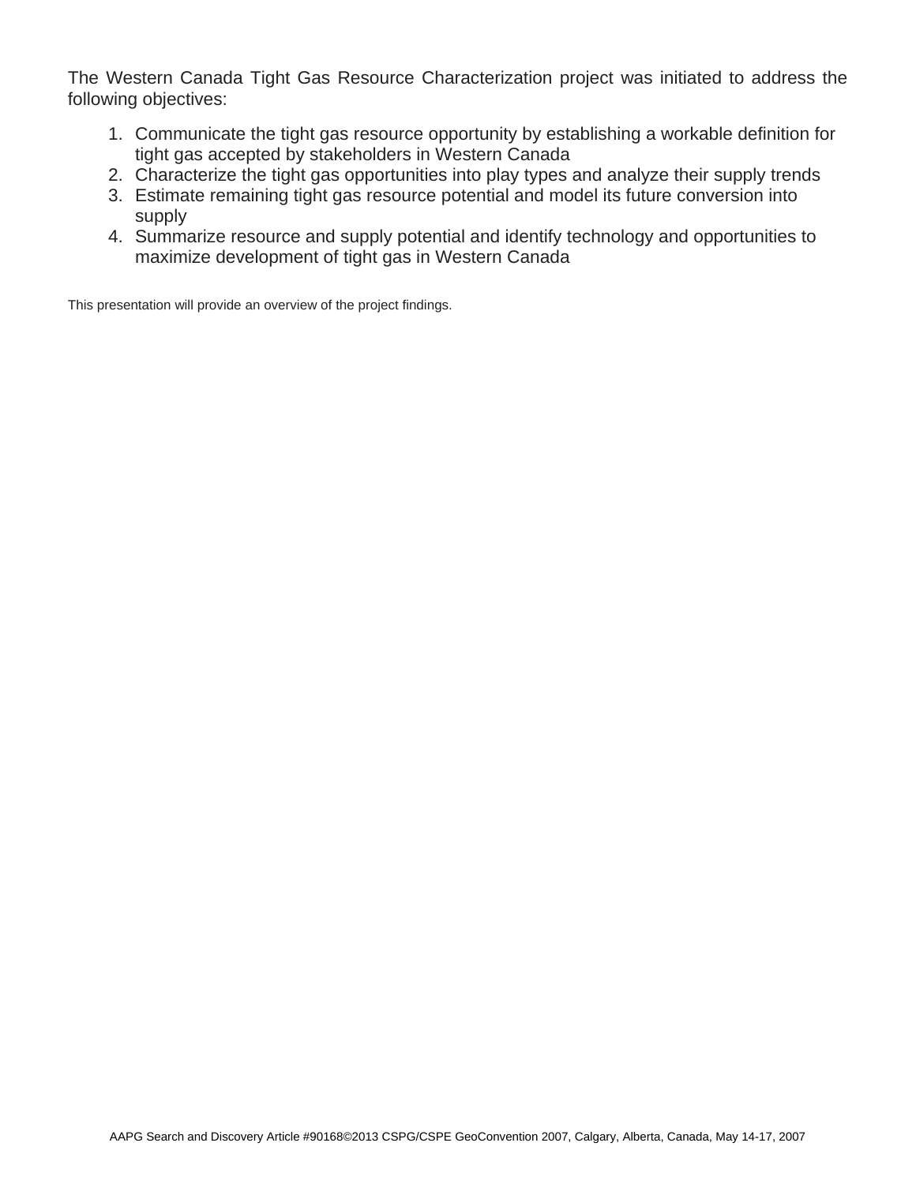The Western Canada Tight Gas Resource Characterization project was initiated to address the following objectives:

1. Communicate the tight gas resource opportunity by establishing a workable definition for tight gas accepted by stakeholders in Western Canada
2. Characterize the tight gas opportunities into play types and analyze their supply trends
3. Estimate remaining tight gas resource potential and model its future conversion into supply
4. Summarize resource and supply potential and identify technology and opportunities to maximize development of tight gas in Western Canada

This presentation will provide an overview of the project findings.